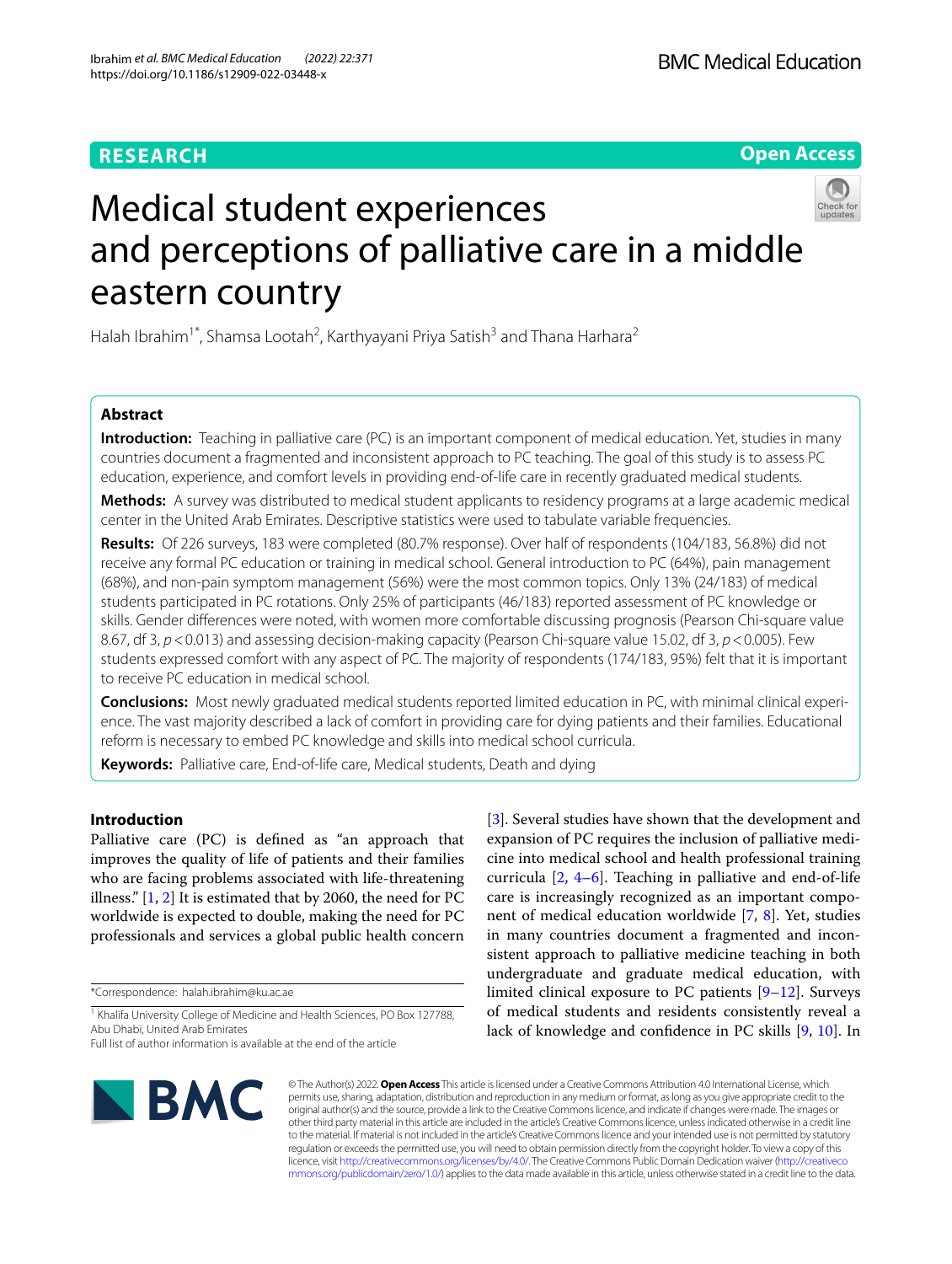**RESEARCH** | **Open Access**

# Medical student experiences and perceptions of palliative care in a middle eastern country

Halah Ibrahim[1*], Shamsa Lootah[2], Karthyayani Priya Satish[3] and Thana Harhara[2]

## Abstract

**Introduction:** Teaching in palliative care (PC) is an important component of medical education. Yet, studies in many countries document a fragmented and inconsistent approach to PC teaching. The goal of this study is to assess PC education, experience, and comfort levels in providing end-of-life care in recently graduated medical students.

**Methods:** A survey was distributed to medical student applicants to residency programs at a large academic medical center in the United Arab Emirates. Descriptive statistics were used to tabulate variable frequencies.

**Results:** Of 226 surveys, 183 were completed (80.7% response). Over half of respondents (104/183, 56.8%) did not receive any formal PC education or training in medical school. General introduction to PC (64%), pain management (68%), and non-pain symptom management (56%) were the most common topics. Only 13% (24/183) of medical students participated in PC rotations. Only 25% of participants (46/183) reported assessment of PC knowledge or skills. Gender differences were noted, with women more comfortable discussing prognosis (Pearson Chi-square value 8.67, df 3, $p < 0.013$) and assessing decision-making capacity (Pearson Chi-square value 15.02, df 3, $p < 0.005$). Few students expressed comfort with any aspect of PC. The majority of respondents (174/183, 95%) felt that it is important to receive PC education in medical school.

**Conclusions:** Most newly graduated medical students reported limited education in PC, with minimal clinical experience. The vast majority described a lack of comfort in providing care for dying patients and their families. Educational reform is necessary to embed PC knowledge and skills into medical school curricula.

**Keywords:** Palliative care, End-of-life care, Medical students, Death and dying

## Introduction

Palliative care (PC) is defined as "an approach that improves the quality of life of patients and their families who are facing problems associated with life-threatening illness." [1, 2] It is estimated that by 2060, the need for PC worldwide is expected to double, making the need for PC professionals and services a global public health concern [3]. Several studies have shown that the development and expansion of PC requires the inclusion of palliative medicine into medical school and health professional training curricula [2, 4–6]. Teaching in palliative and end-of-life care is increasingly recognized as an important component of medical education worldwide [7, 8]. Yet, studies in many countries document a fragmented and inconsistent approach to palliative medicine teaching in both undergraduate and graduate medical education, with limited clinical exposure to PC patients [9–12]. Surveys of medical students and residents consistently reveal a lack of knowledge and confidence in PC skills [9, 10]. In

*Correspondence: halah.ibrahim@ku.ac.ae

[1] Khalifa University College of Medicine and Health Sciences, PO Box 127788, Abu Dhabi, United Arab Emirates

Full list of author information is available at the end of the article

© The Author(s) 2022. **Open Access** This article is licensed under a Creative Commons Attribution 4.0 International License, which permits use, sharing, adaptation, distribution and reproduction in any medium or format, as long as you give appropriate credit to the original author(s) and the source, provide a link to the Creative Commons licence, and indicate if changes were made. The images or other third party material in this article are included in the article's Creative Commons licence, unless indicated otherwise in a credit line to the material. If material is not included in the article's Creative Commons licence and your intended use is not permitted by statutory regulation or exceeds the permitted use, you will need to obtain permission directly from the copyright holder. To view a copy of this licence, visit http://creativecommons.org/licenses/by/4.0/. The Creative Commons Public Domain Dedication waiver (http://creativecommons.org/publicdomain/zero/1.0/) applies to the data made available in this article, unless otherwise stated in a credit line to the data.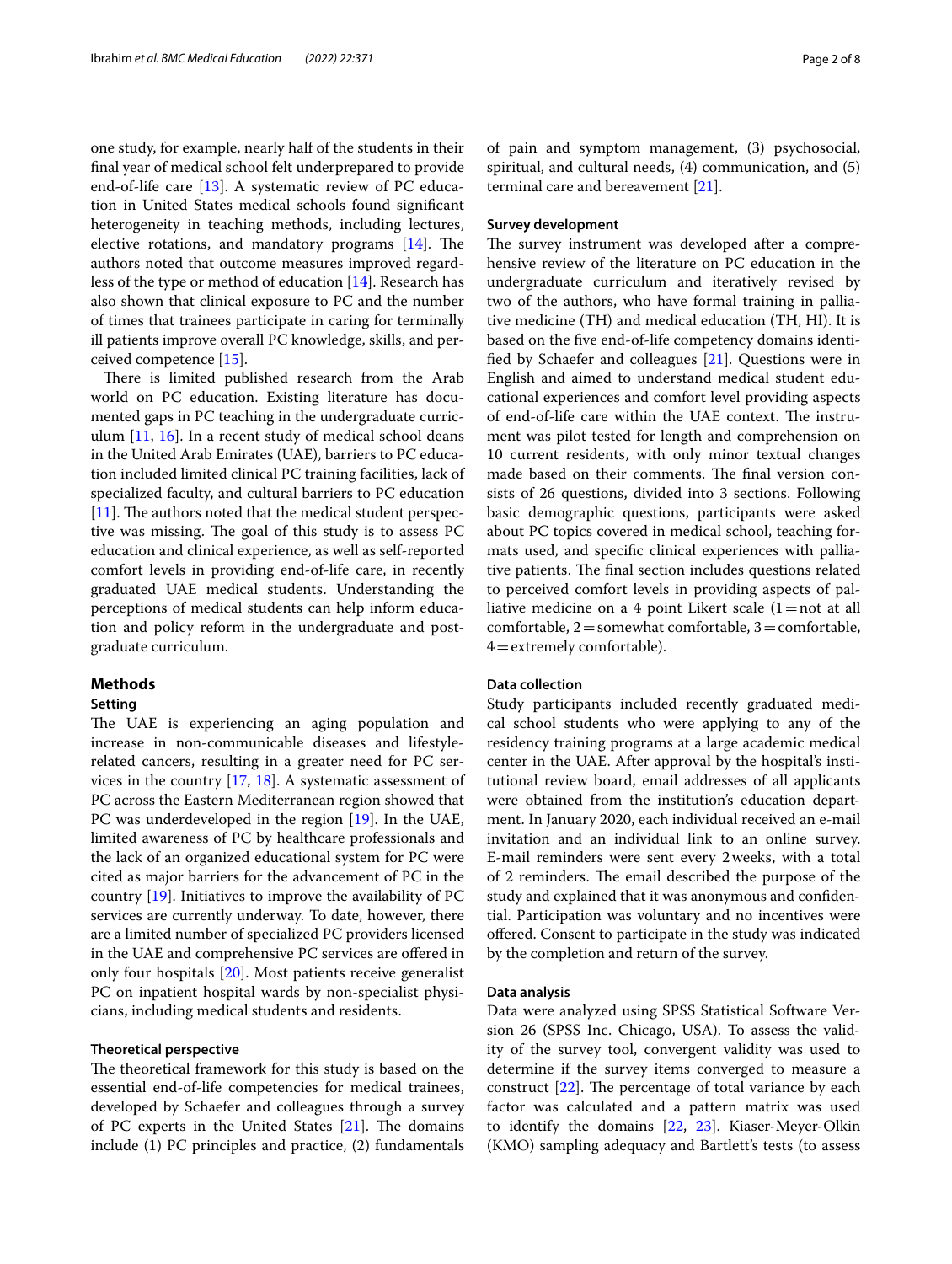one study, for example, nearly half of the students in their final year of medical school felt underprepared to provide end-of-life care [13]. A systematic review of PC education in United States medical schools found significant heterogeneity in teaching methods, including lectures, elective rotations, and mandatory programs [14]. The authors noted that outcome measures improved regardless of the type or method of education [14]. Research has also shown that clinical exposure to PC and the number of times that trainees participate in caring for terminally ill patients improve overall PC knowledge, skills, and perceived competence [15].

There is limited published research from the Arab world on PC education. Existing literature has documented gaps in PC teaching in the undergraduate curriculum [11, 16]. In a recent study of medical school deans in the United Arab Emirates (UAE), barriers to PC education included limited clinical PC training facilities, lack of specialized faculty, and cultural barriers to PC education [11]. The authors noted that the medical student perspective was missing. The goal of this study is to assess PC education and clinical experience, as well as self-reported comfort levels in providing end-of-life care, in recently graduated UAE medical students. Understanding the perceptions of medical students can help inform education and policy reform in the undergraduate and postgraduate curriculum.

## Methods

### Setting

The UAE is experiencing an aging population and increase in non-communicable diseases and lifestyle-related cancers, resulting in a greater need for PC services in the country [17, 18]. A systematic assessment of PC across the Eastern Mediterranean region showed that PC was underdeveloped in the region [19]. In the UAE, limited awareness of PC by healthcare professionals and the lack of an organized educational system for PC were cited as major barriers for the advancement of PC in the country [19]. Initiatives to improve the availability of PC services are currently underway. To date, however, there are a limited number of specialized PC providers licensed in the UAE and comprehensive PC services are offered in only four hospitals [20]. Most patients receive generalist PC on inpatient hospital wards by non-specialist physicians, including medical students and residents.

### Theoretical perspective

The theoretical framework for this study is based on the essential end-of-life competencies for medical trainees, developed by Schaefer and colleagues through a survey of PC experts in the United States [21]. The domains include (1) PC principles and practice, (2) fundamentals of pain and symptom management, (3) psychosocial, spiritual, and cultural needs, (4) communication, and (5) terminal care and bereavement [21].

### Survey development

The survey instrument was developed after a comprehensive review of the literature on PC education in the undergraduate curriculum and iteratively revised by two of the authors, who have formal training in palliative medicine (TH) and medical education (TH, HI). It is based on the five end-of-life competency domains identified by Schaefer and colleagues [21]. Questions were in English and aimed to understand medical student educational experiences and comfort level providing aspects of end-of-life care within the UAE context. The instrument was pilot tested for length and comprehension on 10 current residents, with only minor textual changes made based on their comments. The final version consists of 26 questions, divided into 3 sections. Following basic demographic questions, participants were asked about PC topics covered in medical school, teaching formats used, and specific clinical experiences with palliative patients. The final section includes questions related to perceived comfort levels in providing aspects of palliative medicine on a 4 point Likert scale (1 = not at all comfortable, 2 = somewhat comfortable, 3 = comfortable, 4 = extremely comfortable).

### Data collection

Study participants included recently graduated medical school students who were applying to any of the residency training programs at a large academic medical center in the UAE. After approval by the hospital's institutional review board, email addresses of all applicants were obtained from the institution's education department. In January 2020, each individual received an e-mail invitation and an individual link to an online survey. E-mail reminders were sent every 2 weeks, with a total of 2 reminders. The email described the purpose of the study and explained that it was anonymous and confidential. Participation was voluntary and no incentives were offered. Consent to participate in the study was indicated by the completion and return of the survey.

### Data analysis

Data were analyzed using SPSS Statistical Software Version 26 (SPSS Inc. Chicago, USA). To assess the validity of the survey tool, convergent validity was used to determine if the survey items converged to measure a construct [22]. The percentage of total variance by each factor was calculated and a pattern matrix was used to identify the domains [22, 23]. Kiaser-Meyer-Olkin (KMO) sampling adequacy and Bartlett's tests (to assess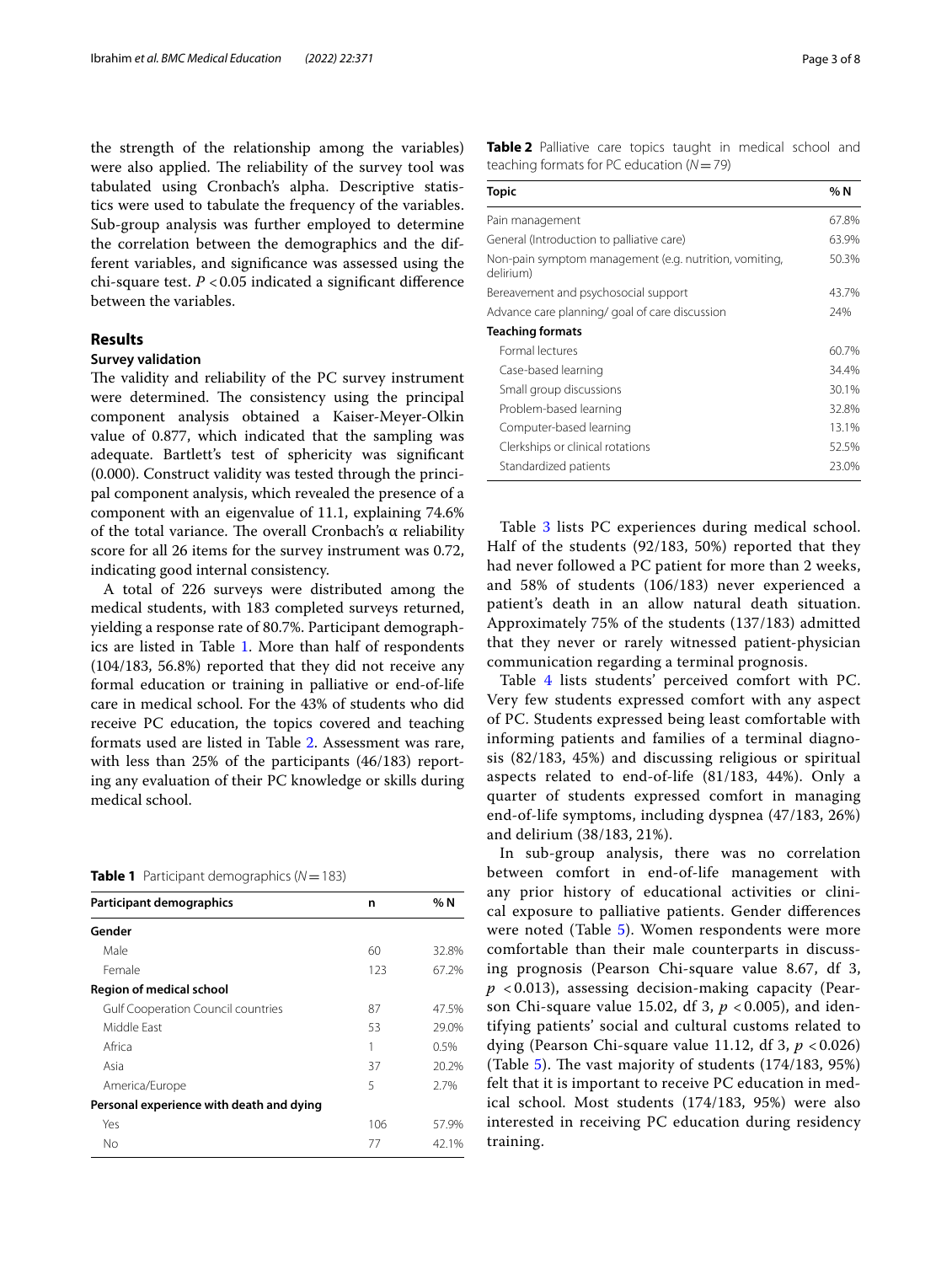the strength of the relationship among the variables) were also applied. The reliability of the survey tool was tabulated using Cronbach's alpha. Descriptive statistics were used to tabulate the frequency of the variables. Sub-group analysis was further employed to determine the correlation between the demographics and the different variables, and significance was assessed using the chi-square test. $P < 0.05$ indicated a significant difference between the variables.

## Results

### Survey validation

The validity and reliability of the PC survey instrument were determined. The consistency using the principal component analysis obtained a Kaiser-Meyer-Olkin value of 0.877, which indicated that the sampling was adequate. Bartlett's test of sphericity was significant (0.000). Construct validity was tested through the principal component analysis, which revealed the presence of a component with an eigenvalue of 11.1, explaining 74.6% of the total variance. The overall Cronbach's α reliability score for all 26 items for the survey instrument was 0.72, indicating good internal consistency.

A total of 226 surveys were distributed among the medical students, with 183 completed surveys returned, yielding a response rate of 80.7%. Participant demographics are listed in Table 1. More than half of respondents (104/183, 56.8%) reported that they did not receive any formal education or training in palliative or end-of-life care in medical school. For the 43% of students who did receive PC education, the topics covered and teaching formats used are listed in Table 2. Assessment was rare, with less than 25% of the participants (46/183) reporting any evaluation of their PC knowledge or skills during medical school.

**Table 1** Participant demographics ($N = 183$)

| Participant demographics | n | % N |
|---|---|---|
| **Gender** | | |
| Male | 60 | 32.8% |
| Female | 123 | 67.2% |
| **Region of medical school** | | |
| Gulf Cooperation Council countries | 87 | 47.5% |
| Middle East | 53 | 29.0% |
| Africa | 1 | 0.5% |
| Asia | 37 | 20.2% |
| America/Europe | 5 | 2.7% |
| **Personal experience with death and dying** | | |
| Yes | 106 | 57.9% |
| No | 77 | 42.1% |

**Table 2** Palliative care topics taught in medical school and teaching formats for PC education ($N = 79$)

| Topic | % N |
|---|---|
| Pain management | 67.8% |
| General (Introduction to palliative care) | 63.9% |
| Non-pain symptom management (e.g. nutrition, vomiting, delirium) | 50.3% |
| Bereavement and psychosocial support | 43.7% |
| Advance care planning/ goal of care discussion | 24% |
| **Teaching formats** | |
| Formal lectures | 60.7% |
| Case-based learning | 34.4% |
| Small group discussions | 30.1% |
| Problem-based learning | 32.8% |
| Computer-based learning | 13.1% |
| Clerkships or clinical rotations | 52.5% |
| Standardized patients | 23.0% |

Table 3 lists PC experiences during medical school. Half of the students (92/183, 50%) reported that they had never followed a PC patient for more than 2 weeks, and 58% of students (106/183) never experienced a patient's death in an allow natural death situation. Approximately 75% of the students (137/183) admitted that they never or rarely witnessed patient-physician communication regarding a terminal prognosis.

Table 4 lists students' perceived comfort with PC. Very few students expressed comfort with any aspect of PC. Students expressed being least comfortable with informing patients and families of a terminal diagnosis (82/183, 45%) and discussing religious or spiritual aspects related to end-of-life (81/183, 44%). Only a quarter of students expressed comfort in managing end-of-life symptoms, including dyspnea (47/183, 26%) and delirium (38/183, 21%).

In sub-group analysis, there was no correlation between comfort in end-of-life management with any prior history of educational activities or clinical exposure to palliative patients. Gender differences were noted (Table 5). Women respondents were more comfortable than their male counterparts in discussing prognosis (Pearson Chi-square value 8.67, df 3, $p < 0.013$), assessing decision-making capacity (Pearson Chi-square value 15.02, df 3, $p < 0.005$), and identifying patients' social and cultural customs related to dying (Pearson Chi-square value 11.12, df 3, $p < 0.026$) (Table 5). The vast majority of students (174/183, 95%) felt that it is important to receive PC education in medical school. Most students (174/183, 95%) were also interested in receiving PC education during residency training.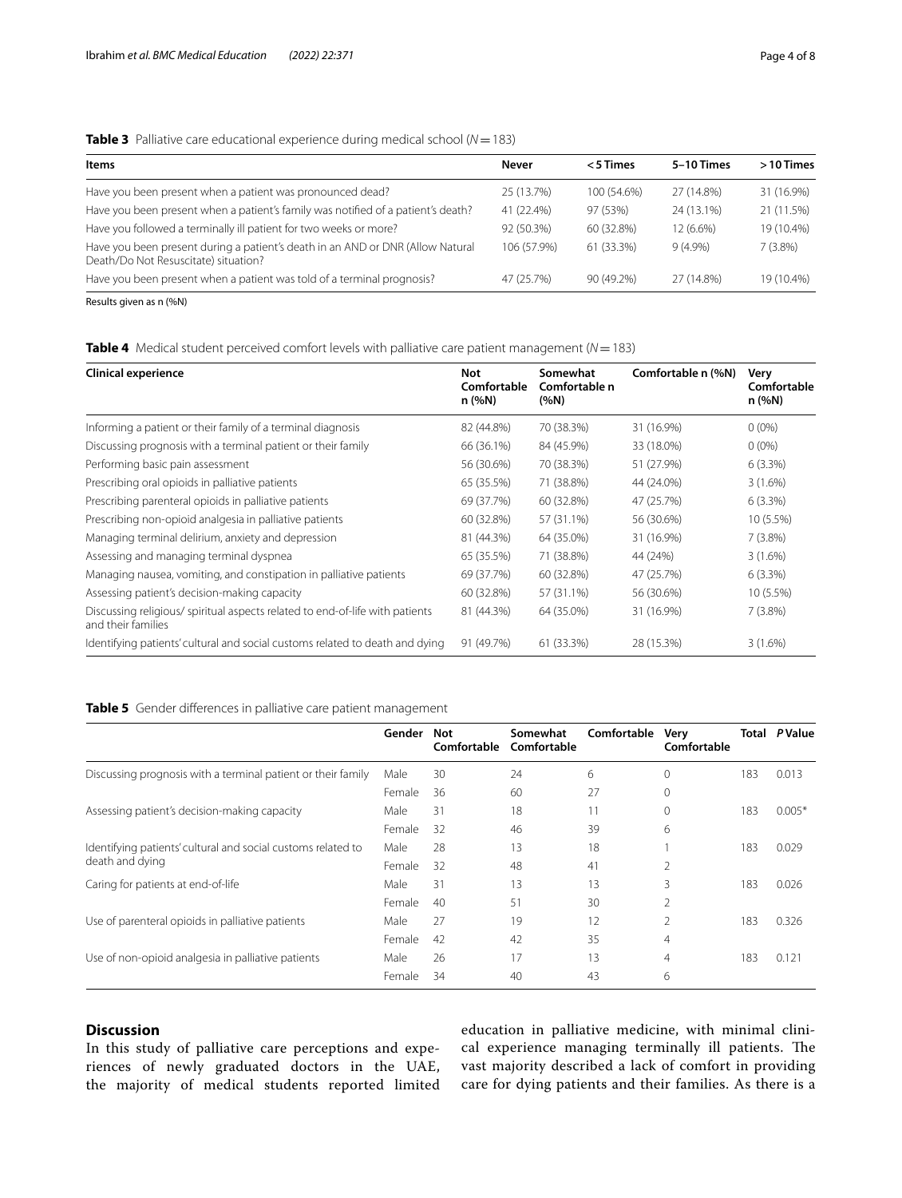**Table 3** Palliative care educational experience during medical school ($N = 183$)

| Items | Never | <5 Times | 5–10 Times | >10 Times |
|---|---|---|---|---|
| Have you been present when a patient was pronounced dead? | 25 (13.7%) | 100 (54.6%) | 27 (14.8%) | 31 (16.9%) |
| Have you been present when a patient's family was notified of a patient's death? | 41 (22.4%) | 97 (53%) | 24 (13.1%) | 21 (11.5%) |
| Have you followed a terminally ill patient for two weeks or more? | 92 (50.3%) | 60 (32.8%) | 12 (6.6%) | 19 (10.4%) |
| Have you been present during a patient's death in an AND or DNR (Allow Natural Death/Do Not Resuscitate) situation? | 106 (57.9%) | 61 (33.3%) | 9 (4.9%) | 7 (3.8%) |
| Have you been present when a patient was told of a terminal prognosis? | 47 (25.7%) | 90 (49.2%) | 27 (14.8%) | 19 (10.4%) |

Results given as n (%N)

**Table 4** Medical student perceived comfort levels with palliative care patient management ($N = 183$)

| Clinical experience | Not Comfortable n (%N) | Somewhat Comfortable n (%N) | Comfortable n (%N) | Very Comfortable n (%N) |
|---|---|---|---|---|
| Informing a patient or their family of a terminal diagnosis | 82 (44.8%) | 70 (38.3%) | 31 (16.9%) | 0 (0%) |
| Discussing prognosis with a terminal patient or their family | 66 (36.1%) | 84 (45.9%) | 33 (18.0%) | 0 (0%) |
| Performing basic pain assessment | 56 (30.6%) | 70 (38.3%) | 51 (27.9%) | 6 (3.3%) |
| Prescribing oral opioids in palliative patients | 65 (35.5%) | 71 (38.8%) | 44 (24.0%) | 3 (1.6%) |
| Prescribing parenteral opioids in palliative patients | 69 (37.7%) | 60 (32.8%) | 47 (25.7%) | 6 (3.3%) |
| Prescribing non-opioid analgesia in palliative patients | 60 (32.8%) | 57 (31.1%) | 56 (30.6%) | 10 (5.5%) |
| Managing terminal delirium, anxiety and depression | 81 (44.3%) | 64 (35.0%) | 31 (16.9%) | 7 (3.8%) |
| Assessing and managing terminal dyspnea | 65 (35.5%) | 71 (38.8%) | 44 (24%) | 3 (1.6%) |
| Managing nausea, vomiting, and constipation in palliative patients | 69 (37.7%) | 60 (32.8%) | 47 (25.7%) | 6 (3.3%) |
| Assessing patient's decision-making capacity | 60 (32.8%) | 57 (31.1%) | 56 (30.6%) | 10 (5.5%) |
| Discussing religious/ spiritual aspects related to end-of-life with patients and their families | 81 (44.3%) | 64 (35.0%) | 31 (16.9%) | 7 (3.8%) |
| Identifying patients' cultural and social customs related to death and dying | 91 (49.7%) | 61 (33.3%) | 28 (15.3%) | 3 (1.6%) |

**Table 5** Gender differences in palliative care patient management

| | Gender | Not Comfortable | Somewhat Comfortable | Comfortable | Very Comfortable | Total | P Value |
|---|---|---|---|---|---|---|---|
| Discussing prognosis with a terminal patient or their family | Male | 30 | 24 | 6 | 0 | 183 | 0.013 |
| | Female | 36 | 60 | 27 | 0 | | |
| Assessing patient's decision-making capacity | Male | 31 | 18 | 11 | 0 | 183 | 0.005* |
| | Female | 32 | 46 | 39 | 6 | | |
| Identifying patients' cultural and social customs related to death and dying | Male | 28 | 13 | 18 | 1 | 183 | 0.029 |
| | Female | 32 | 48 | 41 | 2 | | |
| Caring for patients at end-of-life | Male | 31 | 13 | 13 | 3 | 183 | 0.026 |
| | Female | 40 | 51 | 30 | 2 | | |
| Use of parenteral opioids in palliative patients | Male | 27 | 19 | 12 | 2 | 183 | 0.326 |
| | Female | 42 | 42 | 35 | 4 | | |
| Use of non-opioid analgesia in palliative patients | Male | 26 | 17 | 13 | 4 | 183 | 0.121 |
| | Female | 34 | 40 | 43 | 6 | | |

## Discussion

In this study of palliative care perceptions and experiences of newly graduated doctors in the UAE, the majority of medical students reported limited education in palliative medicine, with minimal clinical experience managing terminally ill patients. The vast majority described a lack of comfort in providing care for dying patients and their families. As there is a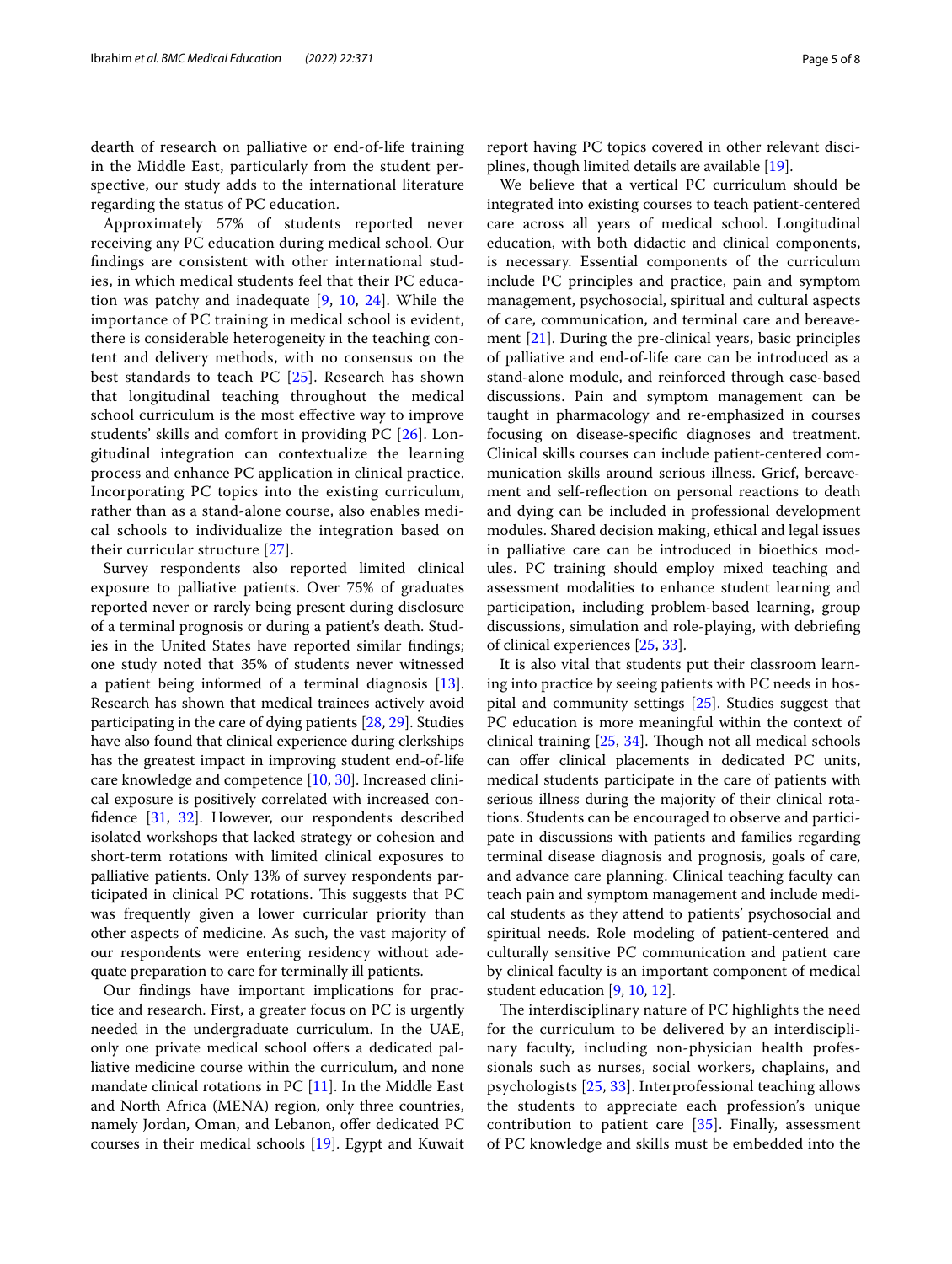dearth of research on palliative or end-of-life training in the Middle East, particularly from the student perspective, our study adds to the international literature regarding the status of PC education.

Approximately 57% of students reported never receiving any PC education during medical school. Our findings are consistent with other international studies, in which medical students feel that their PC education was patchy and inadequate [9, 10, 24]. While the importance of PC training in medical school is evident, there is considerable heterogeneity in the teaching content and delivery methods, with no consensus on the best standards to teach PC [25]. Research has shown that longitudinal teaching throughout the medical school curriculum is the most effective way to improve students' skills and comfort in providing PC [26]. Longitudinal integration can contextualize the learning process and enhance PC application in clinical practice. Incorporating PC topics into the existing curriculum, rather than as a stand-alone course, also enables medical schools to individualize the integration based on their curricular structure [27].

Survey respondents also reported limited clinical exposure to palliative patients. Over 75% of graduates reported never or rarely being present during disclosure of a terminal prognosis or during a patient's death. Studies in the United States have reported similar findings; one study noted that 35% of students never witnessed a patient being informed of a terminal diagnosis [13]. Research has shown that medical trainees actively avoid participating in the care of dying patients [28, 29]. Studies have also found that clinical experience during clerkships has the greatest impact in improving student end-of-life care knowledge and competence [10, 30]. Increased clinical exposure is positively correlated with increased confidence [31, 32]. However, our respondents described isolated workshops that lacked strategy or cohesion and short-term rotations with limited clinical exposures to palliative patients. Only 13% of survey respondents participated in clinical PC rotations. This suggests that PC was frequently given a lower curricular priority than other aspects of medicine. As such, the vast majority of our respondents were entering residency without adequate preparation to care for terminally ill patients.

Our findings have important implications for practice and research. First, a greater focus on PC is urgently needed in the undergraduate curriculum. In the UAE, only one private medical school offers a dedicated palliative medicine course within the curriculum, and none mandate clinical rotations in PC [11]. In the Middle East and North Africa (MENA) region, only three countries, namely Jordan, Oman, and Lebanon, offer dedicated PC courses in their medical schools [19]. Egypt and Kuwait report having PC topics covered in other relevant disciplines, though limited details are available [19].

We believe that a vertical PC curriculum should be integrated into existing courses to teach patient-centered care across all years of medical school. Longitudinal education, with both didactic and clinical components, is necessary. Essential components of the curriculum include PC principles and practice, pain and symptom management, psychosocial, spiritual and cultural aspects of care, communication, and terminal care and bereavement [21]. During the pre-clinical years, basic principles of palliative and end-of-life care can be introduced as a stand-alone module, and reinforced through case-based discussions. Pain and symptom management can be taught in pharmacology and re-emphasized in courses focusing on disease-specific diagnoses and treatment. Clinical skills courses can include patient-centered communication skills around serious illness. Grief, bereavement and self-reflection on personal reactions to death and dying can be included in professional development modules. Shared decision making, ethical and legal issues in palliative care can be introduced in bioethics modules. PC training should employ mixed teaching and assessment modalities to enhance student learning and participation, including problem-based learning, group discussions, simulation and role-playing, with debriefing of clinical experiences [25, 33].

It is also vital that students put their classroom learning into practice by seeing patients with PC needs in hospital and community settings [25]. Studies suggest that PC education is more meaningful within the context of clinical training [25, 34]. Though not all medical schools can offer clinical placements in dedicated PC units, medical students participate in the care of patients with serious illness during the majority of their clinical rotations. Students can be encouraged to observe and participate in discussions with patients and families regarding terminal disease diagnosis and prognosis, goals of care, and advance care planning. Clinical teaching faculty can teach pain and symptom management and include medical students as they attend to patients' psychosocial and spiritual needs. Role modeling of patient-centered and culturally sensitive PC communication and patient care by clinical faculty is an important component of medical student education [9, 10, 12].

The interdisciplinary nature of PC highlights the need for the curriculum to be delivered by an interdisciplinary faculty, including non-physician health professionals such as nurses, social workers, chaplains, and psychologists [25, 33]. Interprofessional teaching allows the students to appreciate each profession's unique contribution to patient care [35]. Finally, assessment of PC knowledge and skills must be embedded into the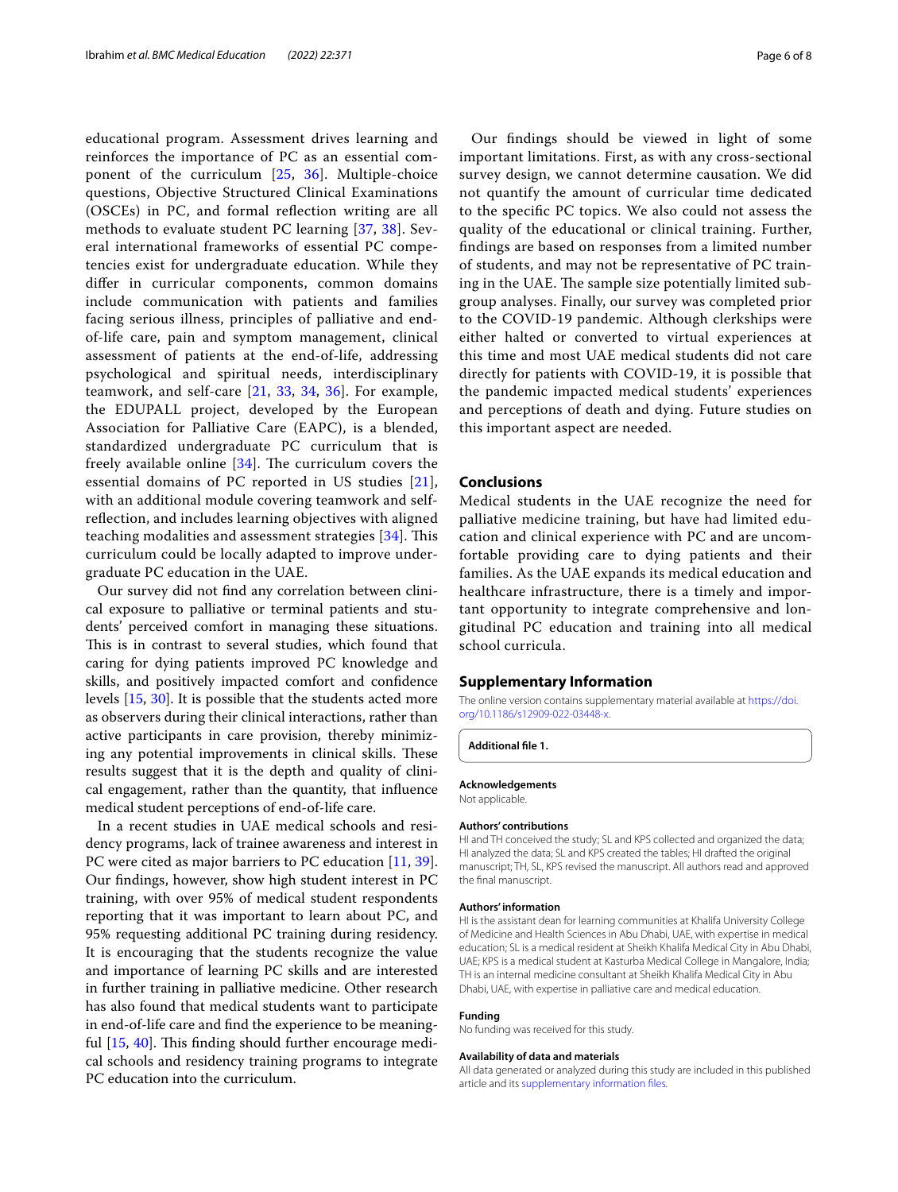educational program. Assessment drives learning and reinforces the importance of PC as an essential component of the curriculum [25, 36]. Multiple-choice questions, Objective Structured Clinical Examinations (OSCEs) in PC, and formal reflection writing are all methods to evaluate student PC learning [37, 38]. Several international frameworks of essential PC competencies exist for undergraduate education. While they differ in curricular components, common domains include communication with patients and families facing serious illness, principles of palliative and end-of-life care, pain and symptom management, clinical assessment of patients at the end-of-life, addressing psychological and spiritual needs, interdisciplinary teamwork, and self-care [21, 33, 34, 36]. For example, the EDUPALL project, developed by the European Association for Palliative Care (EAPC), is a blended, standardized undergraduate PC curriculum that is freely available online [34]. The curriculum covers the essential domains of PC reported in US studies [21], with an additional module covering teamwork and self-reflection, and includes learning objectives with aligned teaching modalities and assessment strategies [34]. This curriculum could be locally adapted to improve undergraduate PC education in the UAE.

Our survey did not find any correlation between clinical exposure to palliative or terminal patients and students' perceived comfort in managing these situations. This is in contrast to several studies, which found that caring for dying patients improved PC knowledge and skills, and positively impacted comfort and confidence levels [15, 30]. It is possible that the students acted more as observers during their clinical interactions, rather than active participants in care provision, thereby minimizing any potential improvements in clinical skills. These results suggest that it is the depth and quality of clinical engagement, rather than the quantity, that influence medical student perceptions of end-of-life care.

In a recent studies in UAE medical schools and residency programs, lack of trainee awareness and interest in PC were cited as major barriers to PC education [11, 39]. Our findings, however, show high student interest in PC training, with over 95% of medical student respondents reporting that it was important to learn about PC, and 95% requesting additional PC training during residency. It is encouraging that the students recognize the value and importance of learning PC skills and are interested in further training in palliative medicine. Other research has also found that medical students want to participate in end-of-life care and find the experience to be meaningful [15, 40]. This finding should further encourage medical schools and residency training programs to integrate PC education into the curriculum.

Our findings should be viewed in light of some important limitations. First, as with any cross-sectional survey design, we cannot determine causation. We did not quantify the amount of curricular time dedicated to the specific PC topics. We also could not assess the quality of the educational or clinical training. Further, findings are based on responses from a limited number of students, and may not be representative of PC training in the UAE. The sample size potentially limited subgroup analyses. Finally, our survey was completed prior to the COVID-19 pandemic. Although clerkships were either halted or converted to virtual experiences at this time and most UAE medical students did not care directly for patients with COVID-19, it is possible that the pandemic impacted medical students' experiences and perceptions of death and dying. Future studies on this important aspect are needed.

## Conclusions

Medical students in the UAE recognize the need for palliative medicine training, but have had limited education and clinical experience with PC and are uncomfortable providing care to dying patients and their families. As the UAE expands its medical education and healthcare infrastructure, there is a timely and important opportunity to integrate comprehensive and longitudinal PC education and training into all medical school curricula.

## Supplementary Information

The online version contains supplementary material available at https://doi.org/10.1186/s12909-022-03448-x.

**Additional file 1.**

#### Acknowledgements

Not applicable.

#### Authors' contributions

HI and TH conceived the study; SL and KPS collected and organized the data; HI analyzed the data; SL and KPS created the tables; HI drafted the original manuscript; TH, SL, KPS revised the manuscript. All authors read and approved the final manuscript.

#### Authors' information

HI is the assistant dean for learning communities at Khalifa University College of Medicine and Health Sciences in Abu Dhabi, UAE, with expertise in medical education; SL is a medical resident at Sheikh Khalifa Medical City in Abu Dhabi, UAE; KPS is a medical student at Kasturba Medical College in Mangalore, India; TH is an internal medicine consultant at Sheikh Khalifa Medical City in Abu Dhabi, UAE, with expertise in palliative care and medical education.

#### Funding

No funding was received for this study.

#### Availability of data and materials

All data generated or analyzed during this study are included in this published article and its supplementary information files.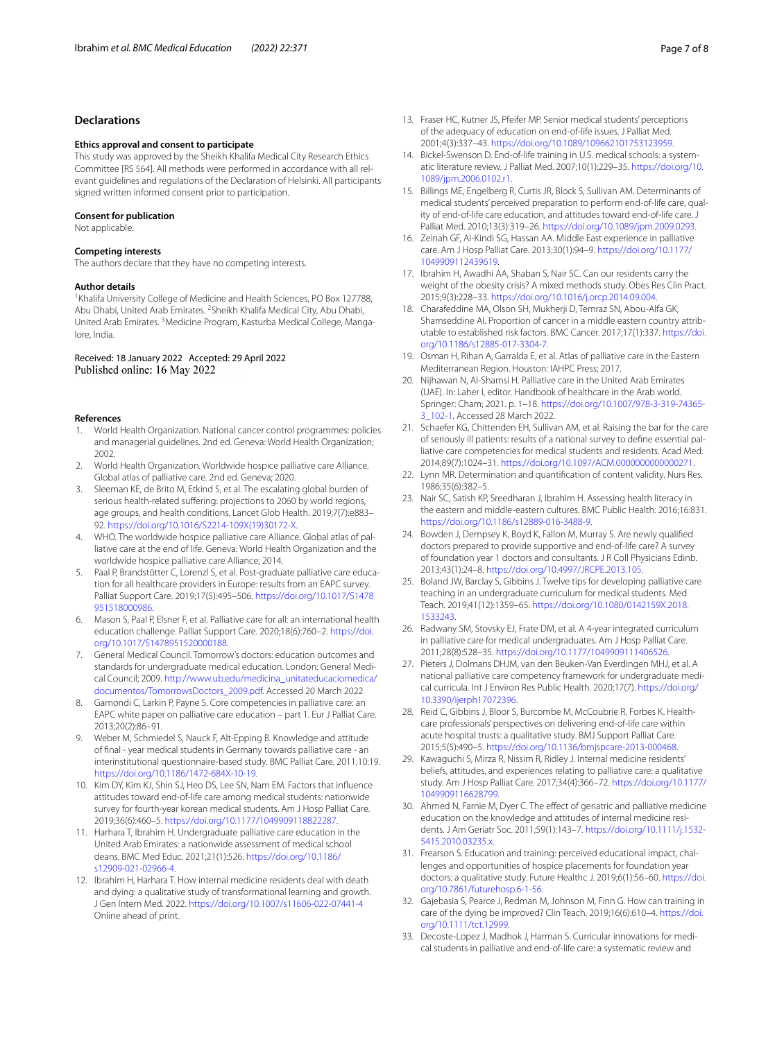## Declarations

### Ethics approval and consent to participate

This study was approved by the Sheikh Khalifa Medical City Research Ethics Committee [RS 564]. All methods were performed in accordance with all relevant guidelines and regulations of the Declaration of Helsinki. All participants signed written informed consent prior to participation.

### Consent for publication

Not applicable.

### Competing interests

The authors declare that they have no competing interests.

### Author details

[1]Khalifa University College of Medicine and Health Sciences, PO Box 127788, Abu Dhabi, United Arab Emirates. [2]Sheikh Khalifa Medical City, Abu Dhabi, United Arab Emirates. [3]Medicine Program, Kasturba Medical College, Mangalore, India.

Received: 18 January 2022 Accepted: 29 April 2022
Published online: 16 May 2022

### References

1. World Health Organization. National cancer control programmes: policies and managerial guidelines. 2nd ed. Geneva: World Health Organization; 2002.
2. World Health Organization. Worldwide hospice palliative care Alliance. Global atlas of palliative care. 2nd ed. Geneva; 2020.
3. Sleeman KE, de Brito M, Etkind S, et al. The escalating global burden of serious health-related suffering: projections to 2060 by world regions, age groups, and health conditions. Lancet Glob Health. 2019;7(7):e883–92. https://doi.org/10.1016/S2214-109X(19)30172-X.
4. WHO. The worldwide hospice palliative care Alliance. Global atlas of palliative care at the end of life. Geneva: World Health Organization and the worldwide hospice palliative care Alliance; 2014.
5. Paal P, Brandstötter C, Lorenzl S, et al. Post-graduate palliative care education for all healthcare providers in Europe: results from an EAPC survey. Palliat Support Care. 2019;17(5):495–506. https://doi.org/10.1017/S1478951518000986.
6. Mason S, Paal P, Elsner F, et al. Palliative care for all: an international health education challenge. Palliat Support Care. 2020;18(6):760–2. https://doi.org/10.1017/S1478951520000188.
7. General Medical Council. Tomorrow's doctors: education outcomes and standards for undergraduate medical education. London: General Medical Council; 2009. http://www.ub.edu/medicina_unitateducaciomedica/documentos/TomorrowsDoctors_2009.pdf. Accessed 20 March 2022
8. Gamondi C, Larkin P, Payne S. Core competencies in palliative care: an EAPC white paper on palliative care education – part 1. Eur J Palliat Care. 2013;20(2):86–91.
9. Weber M, Schmiedel S, Nauck F, Alt-Epping B. Knowledge and attitude of final - year medical students in Germany towards palliative care - an interinstitutional questionnaire-based study. BMC Palliat Care. 2011;10:19. https://doi.org/10.1186/1472-684X-10-19.
10. Kim DY, Kim KJ, Shin SJ, Heo DS, Lee SN, Nam EM. Factors that influence attitudes toward end-of-life care among medical students: nationwide survey for fourth-year korean medical students. Am J Hosp Palliat Care. 2019;36(6):460–5. https://doi.org/10.1177/1049909118822287.
11. Harhara T, Ibrahim H. Undergraduate palliative care education in the United Arab Emirates: a nationwide assessment of medical school deans. BMC Med Educ. 2021;21(1):526. https://doi.org/10.1186/s12909-021-02966-4.
12. Ibrahim H, Harhara T. How internal medicine residents deal with death and dying: a qualitative study of transformational learning and growth. J Gen Intern Med. 2022. https://doi.org/10.1007/s11606-022-07441-4 Online ahead of print.
13. Fraser HC, Kutner JS, Pfeifer MP. Senior medical students' perceptions of the adequacy of education on end-of-life issues. J Palliat Med. 2001;4(3):337–43. https://doi.org/10.1089/109662101753123959.
14. Bickel-Swenson D. End-of-life training in U.S. medical schools: a systematic literature review. J Palliat Med. 2007;10(1):229–35. https://doi.org/10.1089/jpm.2006.0102.r1.
15. Billings ME, Engelberg R, Curtis JR, Block S, Sullivan AM. Determinants of medical students' perceived preparation to perform end-of-life care, quality of end-of-life care education, and attitudes toward end-of-life care. J Palliat Med. 2010;13(3):319–26. https://doi.org/10.1089/jpm.2009.0293.
16. Zeinah GF, Al-Kindi SG, Hassan AA. Middle East experience in palliative care. Am J Hosp Palliat Care. 2013;30(1):94–9. https://doi.org/10.1177/1049909112439619.
17. Ibrahim H, Awadhi AA, Shaban S, Nair SC. Can our residents carry the weight of the obesity crisis? A mixed methods study. Obes Res Clin Pract. 2015;9(3):228–33. https://doi.org/10.1016/j.orcp.2014.09.004.
18. Charafeddine MA, Olson SH, Mukherji D, Temraz SN, Abou-Alfa GK, Shamseddine AI. Proportion of cancer in a middle eastern country attributable to established risk factors. BMC Cancer. 2017;17(1):337. https://doi.org/10.1186/s12885-017-3304-7.
19. Osman H, Rihan A, Garralda E, et al. Atlas of palliative care in the Eastern Mediterranean Region. Houston: IAHPC Press; 2017.
20. Nijhawan N, Al-Shamsi H. Palliative care in the United Arab Emirates (UAE). In: Laher I, editor. Handbook of healthcare in the Arab world. Springer: Cham; 2021. p. 1–18. https://doi.org/10.1007/978-3-319-74365-3_102-1. Accessed 28 March 2022.
21. Schaefer KG, Chittenden EH, Sullivan AM, et al. Raising the bar for the care of seriously ill patients: results of a national survey to define essential palliative care competencies for medical students and residents. Acad Med. 2014;89(7):1024–31. https://doi.org/10.1097/ACM.0000000000000271.
22. Lynn MR. Determination and quantification of content validity. Nurs Res. 1986;35(6):382–5.
23. Nair SC, Satish KP, Sreedharan J, Ibrahim H. Assessing health literacy in the eastern and middle-eastern cultures. BMC Public Health. 2016;16:831. https://doi.org/10.1186/s12889-016-3488-9.
24. Bowden J, Dempsey K, Boyd K, Fallon M, Murray S. Are newly qualified doctors prepared to provide supportive and end-of-life care? A survey of foundation year 1 doctors and consultants. J R Coll Physicians Edinb. 2013;43(1):24–8. https://doi.org/10.4997/JRCPE.2013.105.
25. Boland JW, Barclay S, Gibbins J. Twelve tips for developing palliative care teaching in an undergraduate curriculum for medical students. Med Teach. 2019;41(12):1359–65. https://doi.org/10.1080/0142159X.2018.1533243.
26. Radwany SM, Stovsky EJ, Frate DM, et al. A 4-year integrated curriculum in palliative care for medical undergraduates. Am J Hosp Palliat Care. 2011;28(8):528–35. https://doi.org/10.1177/1049909111406526.
27. Pieters J, Dolmans DHJM, van den Beuken-Van Everdingen MHJ, et al. A national palliative care competency framework for undergraduate medical curricula. Int J Environ Res Public Health. 2020;17(7). https://doi.org/10.3390/ijerph17072396.
28. Reid C, Gibbins J, Bloor S, Burcombe M, McCoubrie R, Forbes K. Healthcare professionals' perspectives on delivering end-of-life care within acute hospital trusts: a qualitative study. BMJ Support Palliat Care. 2015;5(5):490–5. https://doi.org/10.1136/bmjspcare-2013-000468.
29. Kawaguchi S, Mirza R, Nissim R, Ridley J. Internal medicine residents' beliefs, attitudes, and experiences relating to palliative care: a qualitative study. Am J Hosp Palliat Care. 2017;34(4):366–72. https://doi.org/10.1177/1049909116628799.
30. Ahmed N, Farnie M, Dyer C. The effect of geriatric and palliative medicine education on the knowledge and attitudes of internal medicine residents. J Am Geriatr Soc. 2011;59(1):143–7. https://doi.org/10.1111/j.1532-5415.2010.03235.x.
31. Frearson S. Education and training: perceived educational impact, challenges and opportunities of hospice placements for foundation year doctors: a qualitative study. Future Healthc J. 2019;6(1):56–60. https://doi.org/10.7861/futurehosp.6-1-56.
32. Gajebasia S, Pearce J, Redman M, Johnson M, Finn G. How can training in care of the dying be improved? Clin Teach. 2019;16(6):610–4. https://doi.org/10.1111/tct.12999.
33. Decoste-Lopez J, Madhok J, Harman S. Curricular innovations for medical students in palliative and end-of-life care: a systematic review and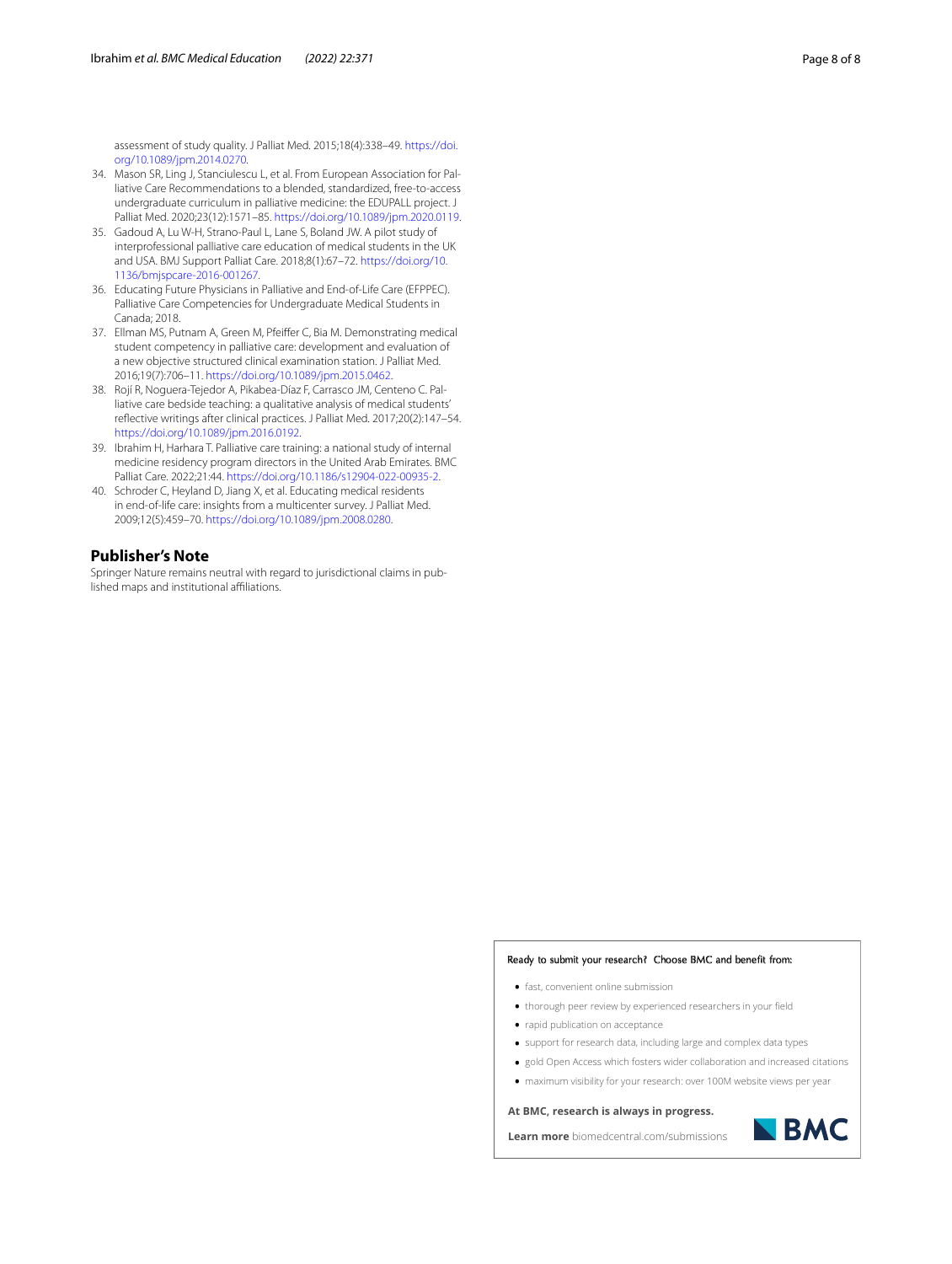assessment of study quality. J Palliat Med. 2015;18(4):338–49. https://doi.org/10.1089/jpm.2014.0270.

34. Mason SR, Ling J, Stanciulescu L, et al. From European Association for Palliative Care Recommendations to a blended, standardized, free-to-access undergraduate curriculum in palliative medicine: the EDUPALL project. J Palliat Med. 2020;23(12):1571–85. https://doi.org/10.1089/jpm.2020.0119.
35. Gadoud A, Lu W-H, Strano-Paul L, Lane S, Boland JW. A pilot study of interprofessional palliative care education of medical students in the UK and USA. BMJ Support Palliat Care. 2018;8(1):67–72. https://doi.org/10.1136/bmjspcare-2016-001267.
36. Educating Future Physicians in Palliative and End-of-Life Care (EFPPEC). Palliative Care Competencies for Undergraduate Medical Students in Canada; 2018.
37. Ellman MS, Putnam A, Green M, Pfeiffer C, Bia M. Demonstrating medical student competency in palliative care: development and evaluation of a new objective structured clinical examination station. J Palliat Med. 2016;19(7):706–11. https://doi.org/10.1089/jpm.2015.0462.
38. Rojí R, Noguera-Tejedor A, Pikabea-Díaz F, Carrasco JM, Centeno C. Palliative care bedside teaching: a qualitative analysis of medical students' reflective writings after clinical practices. J Palliat Med. 2017;20(2):147–54. https://doi.org/10.1089/jpm.2016.0192.
39. Ibrahim H, Harhara T. Palliative care training: a national study of internal medicine residency program directors in the United Arab Emirates. BMC Palliat Care. 2022;21:44. https://doi.org/10.1186/s12904-022-00935-2.
40. Schroder C, Heyland D, Jiang X, et al. Educating medical residents in end-of-life care: insights from a multicenter survey. J Palliat Med. 2009;12(5):459–70. https://doi.org/10.1089/jpm.2008.0280.

## Publisher's Note

Springer Nature remains neutral with regard to jurisdictional claims in published maps and institutional affiliations.

Ready to submit your research? Choose BMC and benefit from:

- fast, convenient online submission
- thorough peer review by experienced researchers in your field
- rapid publication on acceptance
- support for research data, including large and complex data types
- gold Open Access which fosters wider collaboration and increased citations
- maximum visibility for your research: over 100M website views per year

**At BMC, research is always in progress.**

**Learn more** biomedcentral.com/submissions

BMC